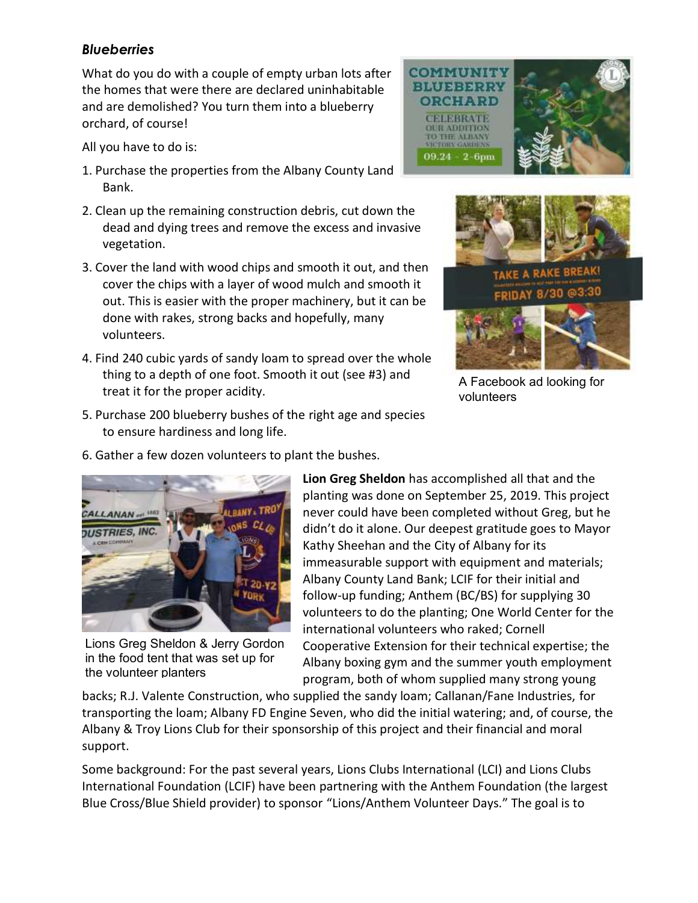### *Blueberries*

What do you do with a couple of empty urban lots after the homes that were there are declared uninhabitable and are demolished? You turn them into a blueberry orchard, of course!

All you have to do is:

1. Purchase the properties from the Albany County Land Bank.
2. Clean up the remaining construction debris, cut down the dead and dying trees and remove the excess and invasive vegetation.
3. Cover the land with wood chips and smooth it out, and then cover the chips with a layer of wood mulch and smooth it out. This is easier with the proper machinery, but it can be done with rakes, strong backs and hopefully, many volunteers.
4. Find 240 cubic yards of sandy loam to spread over the whole thing to a depth of one foot. Smooth it out (see #3) and treat it for the proper acidity.
5. Purchase 200 blueberry bushes of the right age and species to ensure hardiness and long life.
6. Gather a few dozen volunteers to plant the bushes.

A Facebook ad looking for volunteers

Lions Greg Sheldon & Jerry Gordon in the food tent that was set up for the volunteer planters

**Lion Greg Sheldon** has accomplished all that and the planting was done on September 25, 2019. This project never could have been completed without Greg, but he didn't do it alone. Our deepest gratitude goes to Mayor Kathy Sheehan and the City of Albany for its immeasurable support with equipment and materials; Albany County Land Bank; LCIF for their initial and follow-up funding; Anthem (BC/BS) for supplying 30 volunteers to do the planting; One World Center for the international volunteers who raked; Cornell Cooperative Extension for their technical expertise; the Albany boxing gym and the summer youth employment program, both of whom supplied many strong young backs; R.J. Valente Construction, who supplied the sandy loam; Callanan/Fane Industries, for transporting the loam; Albany FD Engine Seven, who did the initial watering; and, of course, the Albany & Troy Lions Club for their sponsorship of this project and their financial and moral support.

Some background: For the past several years, Lions Clubs International (LCI) and Lions Clubs International Foundation (LCIF) have been partnering with the Anthem Foundation (the largest Blue Cross/Blue Shield provider) to sponsor "Lions/Anthem Volunteer Days." The goal is to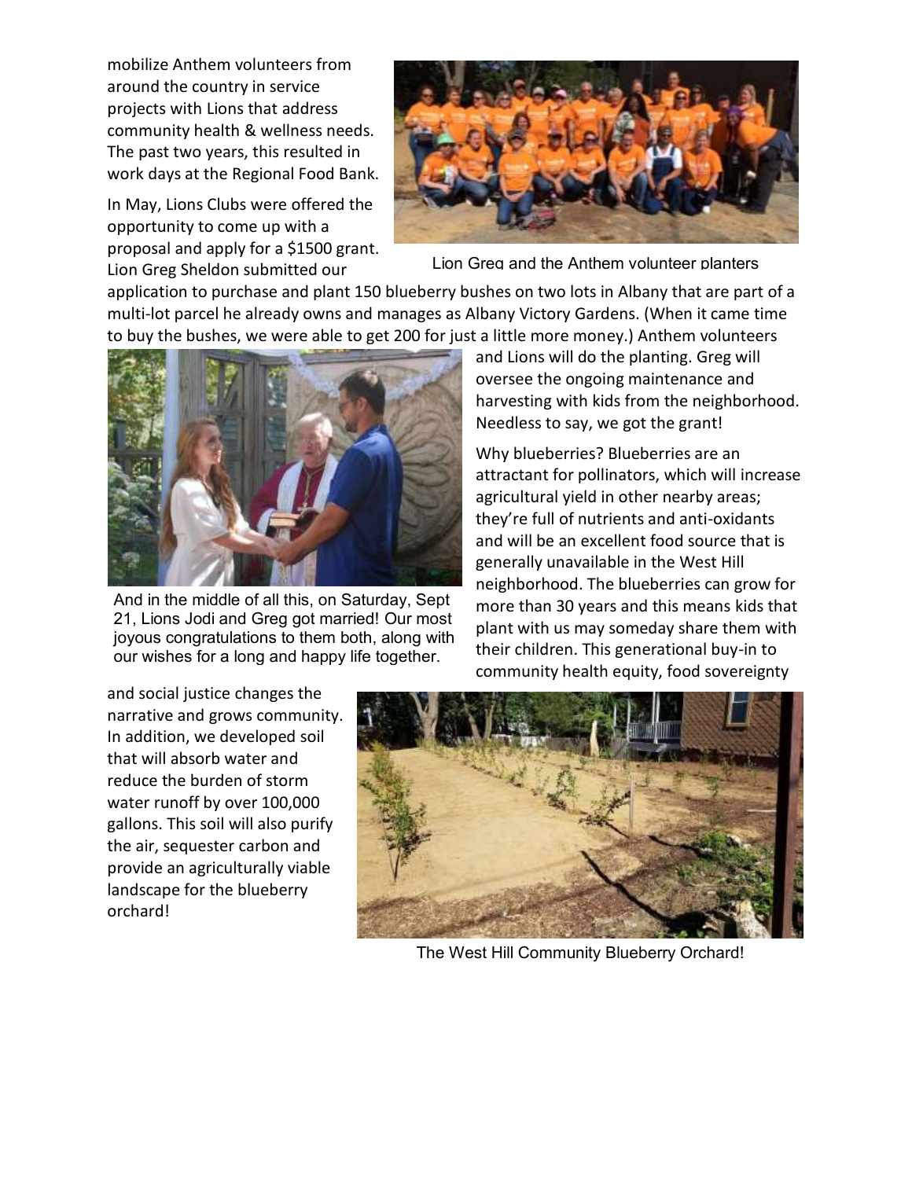mobilize Anthem volunteers from around the country in service projects with Lions that address community health & wellness needs. The past two years, this resulted in work days at the Regional Food Bank.

In May, Lions Clubs were offered the opportunity to come up with a proposal and apply for a $1500 grant. Lion Greg Sheldon submitted our application to purchase and plant 150 blueberry bushes on two lots in Albany that are part of a multi-lot parcel he already owns and manages as Albany Victory Gardens. (When it came time to buy the bushes, we were able to get 200 for just a little more money.) Anthem volunteers and Lions will do the planting. Greg will oversee the ongoing maintenance and harvesting with kids from the neighborhood. Needless to say, we got the grant!

Lion Greg and the Anthem volunteer planters

Why blueberries? Blueberries are an attractant for pollinators, which will increase agricultural yield in other nearby areas; they're full of nutrients and anti-oxidants and will be an excellent food source that is generally unavailable in the West Hill neighborhood. The blueberries can grow for more than 30 years and this means kids that plant with us may someday share them with their children. This generational buy-in to community health equity, food sovereignty and social justice changes the narrative and grows community. In addition, we developed soil that will absorb water and reduce the burden of storm water runoff by over 100,000 gallons. This soil will also purify the air, sequester carbon and provide an agriculturally viable landscape for the blueberry orchard!

And in the middle of all this, on Saturday, Sept 21, Lions Jodi and Greg got married! Our most joyous congratulations to them both, along with our wishes for a long and happy life together.

The West Hill Community Blueberry Orchard!